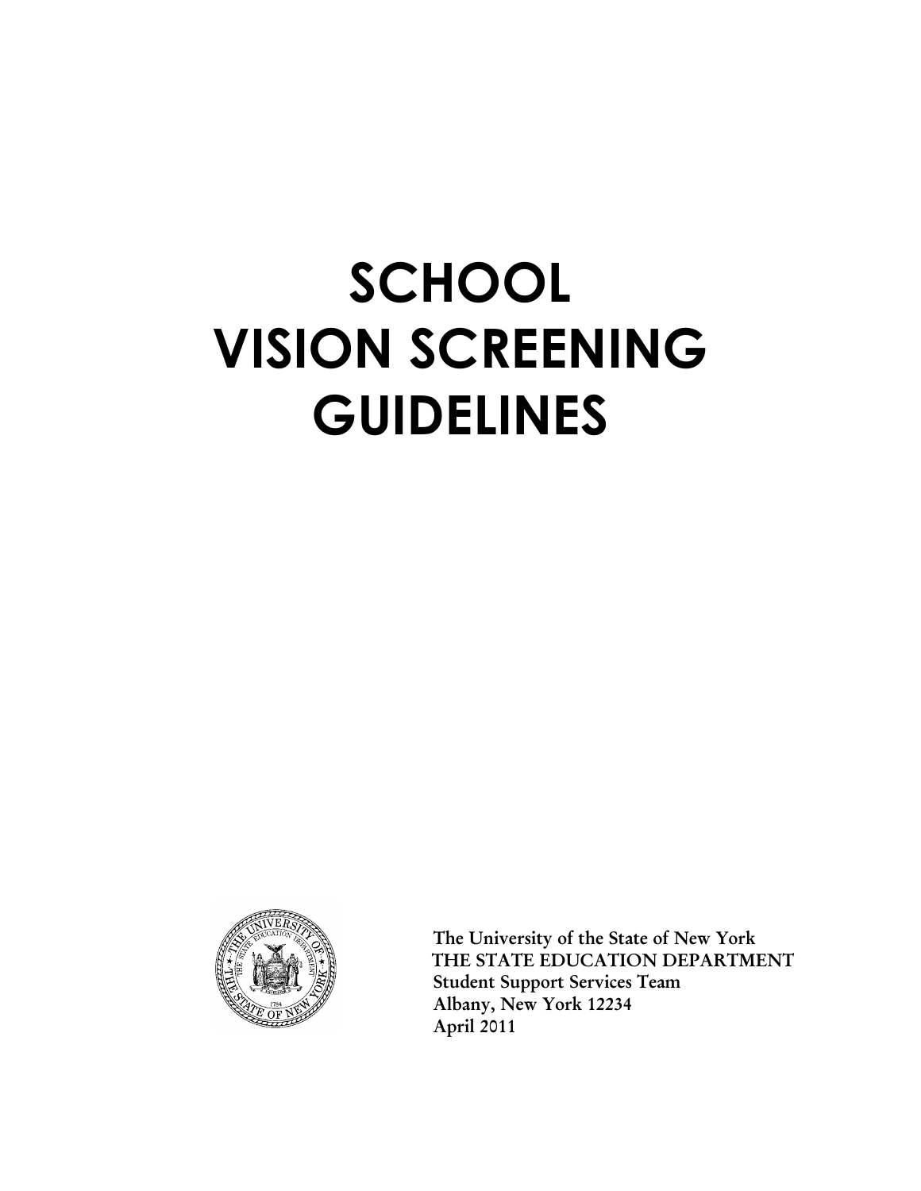# SCHOOL VISION SCREENING GUIDELINES

The University of the State of New York
THE STATE EDUCATION DEPARTMENT
Student Support Services Team
Albany, New York 12234
April 2011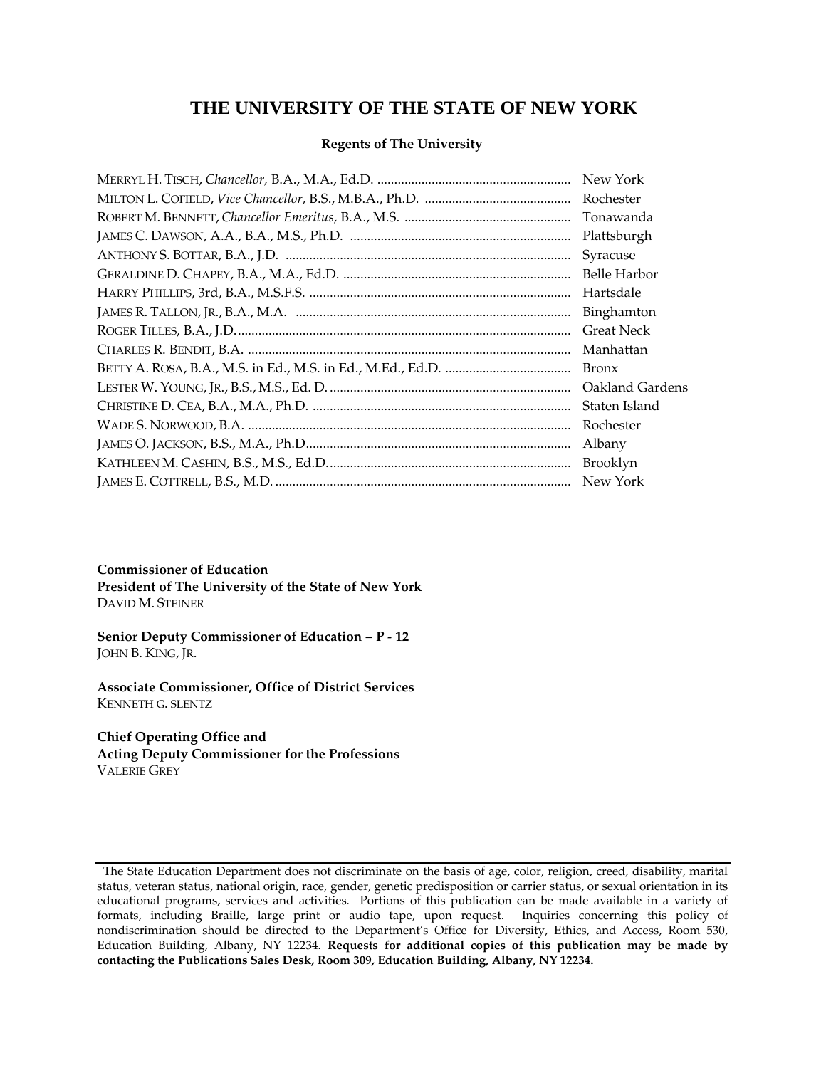# THE UNIVERSITY OF THE STATE OF NEW YORK

**Regents of The University**

| | |
|---|---|
| MERRYL H. TISCH, *Chancellor,* B.A., M.A., Ed.D. | New York |
| MILTON L. COFIELD, *Vice Chancellor,* B.S., M.B.A., Ph.D. | Rochester |
| ROBERT M. BENNETT, *Chancellor Emeritus,* B.A., M.S. | Tonawanda |
| JAMES C. DAWSON, A.A., B.A., M.S., Ph.D. | Plattsburgh |
| ANTHONY S. BOTTAR, B.A., J.D. | Syracuse |
| GERALDINE D. CHAPEY, B.A., M.A., Ed.D. | Belle Harbor |
| HARRY PHILLIPS, 3rd, B.A., M.S.F.S. | Hartsdale |
| JAMES R. TALLON, JR., B.A., M.A. | Binghamton |
| ROGER TILLES, B.A., J.D. | Great Neck |
| CHARLES R. BENDIT, B.A. | Manhattan |
| BETTY A. ROSA, B.A., M.S. in Ed., M.S. in Ed., M.Ed., Ed.D. | Bronx |
| LESTER W. YOUNG, JR., B.S., M.S., Ed. D. | Oakland Gardens |
| CHRISTINE D. CEA, B.A., M.A., Ph.D. | Staten Island |
| WADE S. NORWOOD, B.A. | Rochester |
| JAMES O. JACKSON, B.S., M.A., Ph.D. | Albany |
| KATHLEEN M. CASHIN, B.S., M.S., Ed.D. | Brooklyn |
| JAMES E. COTTRELL, B.S., M.D. | New York |

**Commissioner of Education**
**President of The University of the State of New York**
DAVID M. STEINER

**Senior Deputy Commissioner of Education – P - 12**
JOHN B. KING, JR.

**Associate Commissioner, Office of District Services**
KENNETH G. SLENTZ

**Chief Operating Office and**
**Acting Deputy Commissioner for the Professions**
VALERIE GREY

The State Education Department does not discriminate on the basis of age, color, religion, creed, disability, marital status, veteran status, national origin, race, gender, genetic predisposition or carrier status, or sexual orientation in its educational programs, services and activities. Portions of this publication can be made available in a variety of formats, including Braille, large print or audio tape, upon request. Inquiries concerning this policy of nondiscrimination should be directed to the Department's Office for Diversity, Ethics, and Access, Room 530, Education Building, Albany, NY 12234. **Requests for additional copies of this publication may be made by contacting the Publications Sales Desk, Room 309, Education Building, Albany, NY 12234.**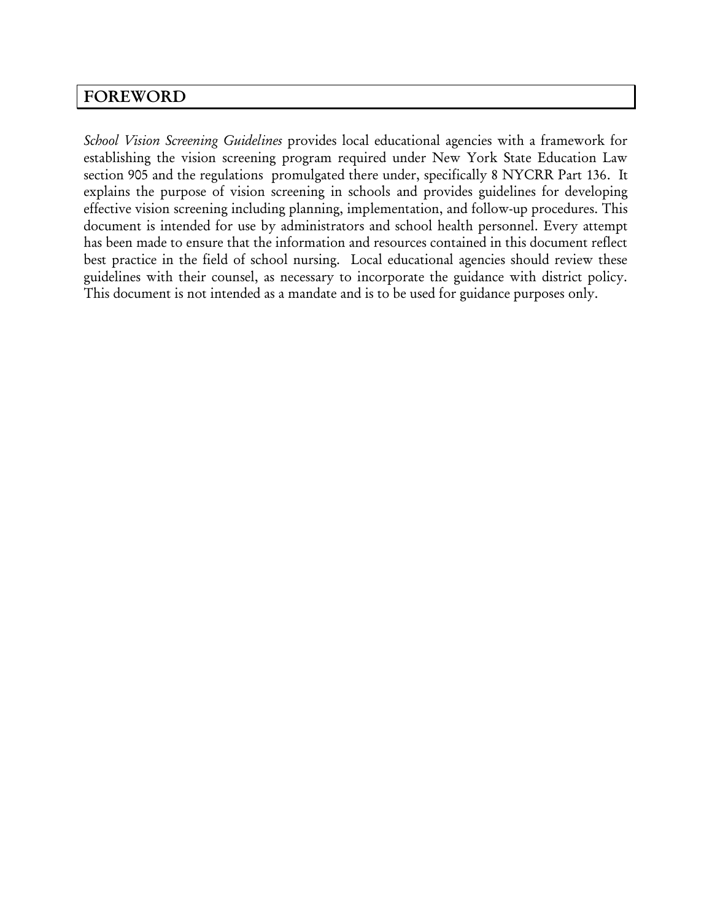## FOREWORD

*School Vision Screening Guidelines* provides local educational agencies with a framework for establishing the vision screening program required under New York State Education Law section 905 and the regulations promulgated there under, specifically 8 NYCRR Part 136. It explains the purpose of vision screening in schools and provides guidelines for developing effective vision screening including planning, implementation, and follow-up procedures. This document is intended for use by administrators and school health personnel. Every attempt has been made to ensure that the information and resources contained in this document reflect best practice in the field of school nursing. Local educational agencies should review these guidelines with their counsel, as necessary to incorporate the guidance with district policy. This document is not intended as a mandate and is to be used for guidance purposes only.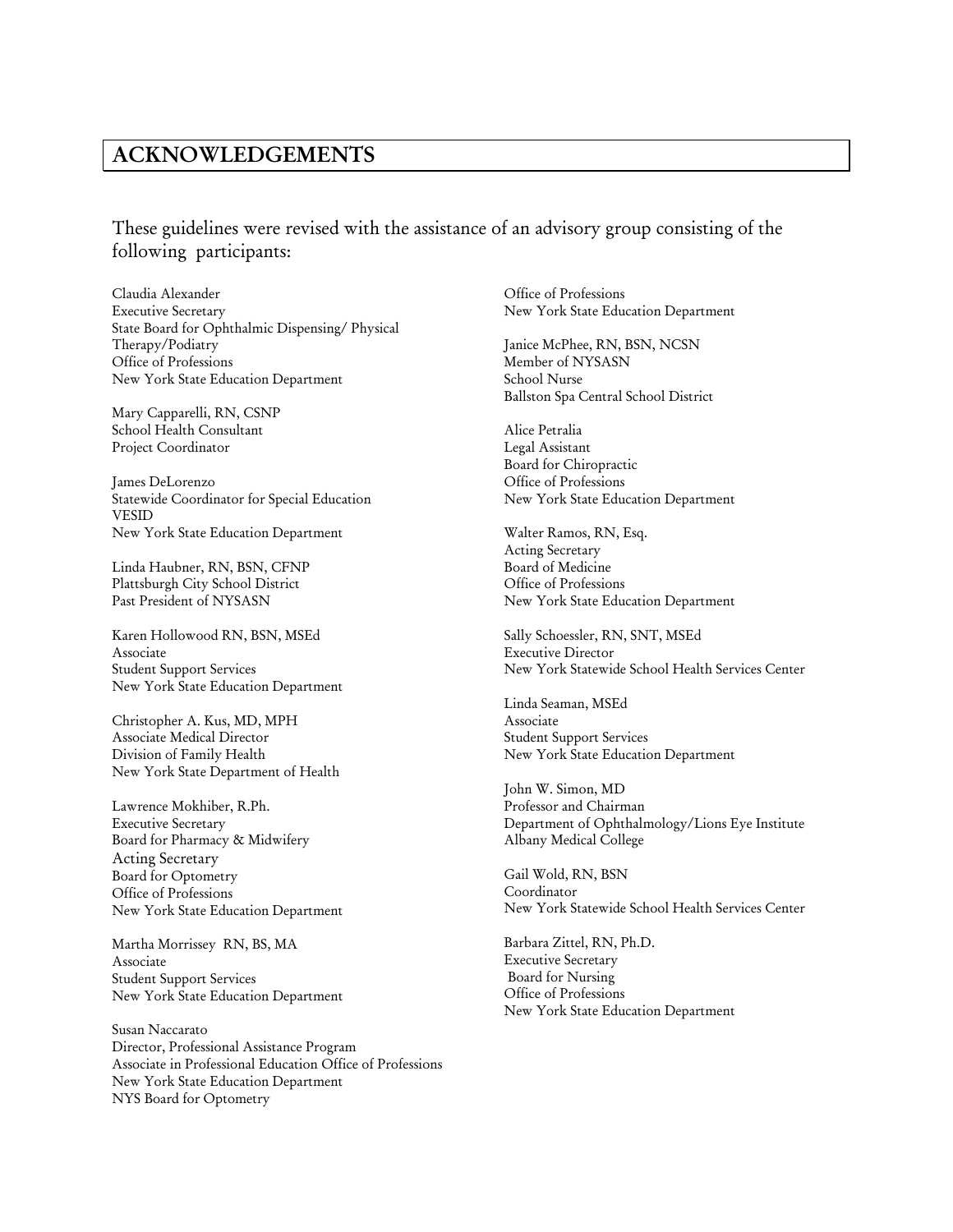# ACKNOWLEDGEMENTS

These guidelines were revised with the assistance of an advisory group consisting of the following participants:

Claudia Alexander
Executive Secretary
State Board for Ophthalmic Dispensing/ Physical Therapy/Podiatry
Office of Professions
New York State Education Department

Mary Capparelli, RN, CSNP
School Health Consultant
Project Coordinator

James DeLorenzo
Statewide Coordinator for Special Education
VESID
New York State Education Department

Linda Haubner, RN, BSN, CFNP
Plattsburgh City School District
Past President of NYSASN

Karen Hollowood RN, BSN, MSEd
Associate
Student Support Services
New York State Education Department

Christopher A. Kus, MD, MPH
Associate Medical Director
Division of Family Health
New York State Department of Health

Lawrence Mokhiber, R.Ph.
Executive Secretary
Board for Pharmacy & Midwifery
Acting Secretary
Board for Optometry
Office of Professions
New York State Education Department

Martha Morrissey RN, BS, MA
Associate
Student Support Services
New York State Education Department

Susan Naccarato
Director, Professional Assistance Program
Associate in Professional Education Office of Professions
New York State Education Department
NYS Board for Optometry
Office of Professions
New York State Education Department

Janice McPhee, RN, BSN, NCSN
Member of NYSASN
School Nurse
Ballston Spa Central School District

Alice Petralia
Legal Assistant
Board for Chiropractic
Office of Professions
New York State Education Department

Walter Ramos, RN, Esq.
Acting Secretary
Board of Medicine
Office of Professions
New York State Education Department

Sally Schoessler, RN, SNT, MSEd
Executive Director
New York Statewide School Health Services Center

Linda Seaman, MSEd
Associate
Student Support Services
New York State Education Department

John W. Simon, MD
Professor and Chairman
Department of Ophthalmology/Lions Eye Institute
Albany Medical College

Gail Wold, RN, BSN
Coordinator
New York Statewide School Health Services Center

Barbara Zittel, RN, Ph.D.
Executive Secretary
Board for Nursing
Office of Professions
New York State Education Department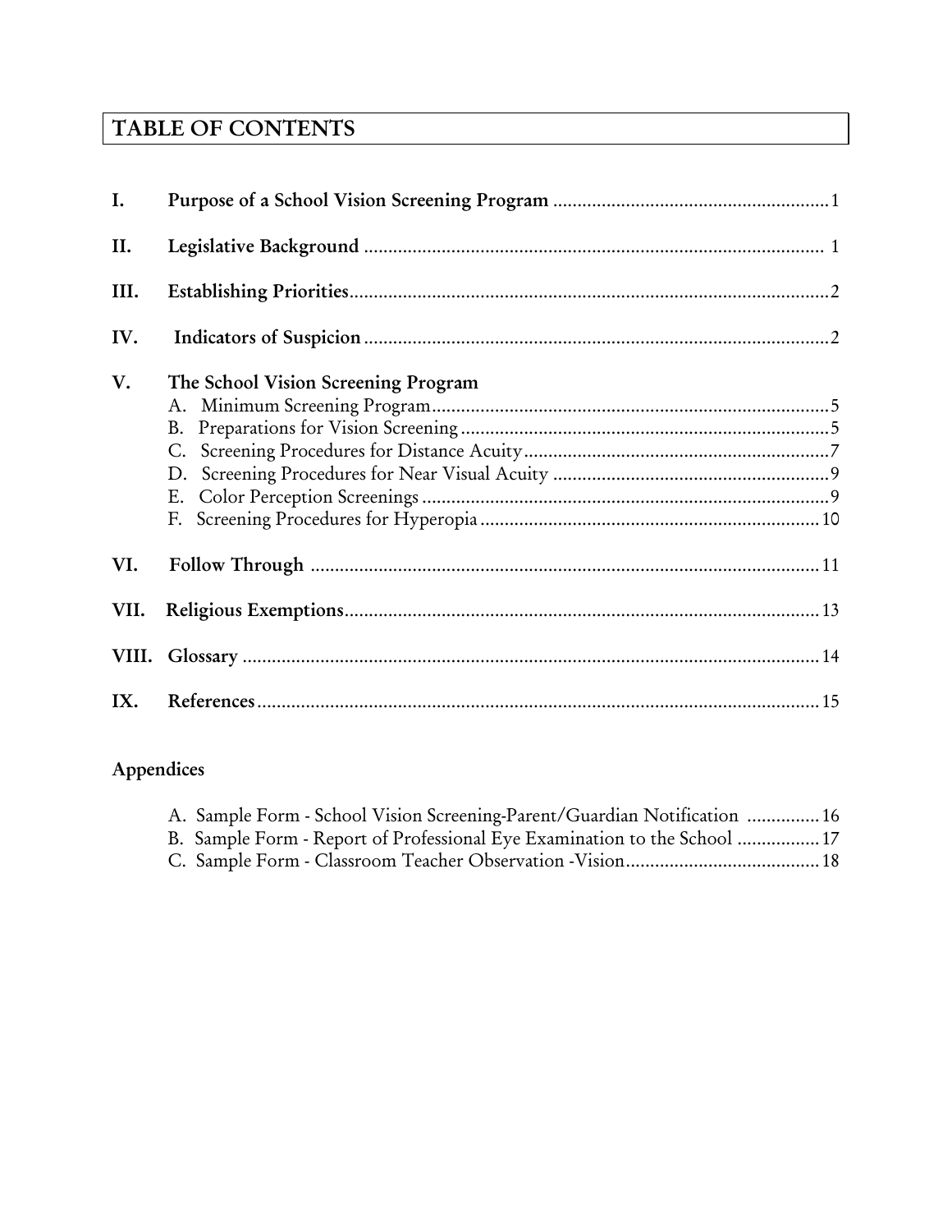# TABLE OF CONTENTS

**I. Purpose of a School Vision Screening Program** ........................................................ 1

**II. Legislative Background** ............................................................................................ 1

**III. Establishing Priorities** ................................................................................................ 2

**IV. Indicators of Suspicion** .............................................................................................. 2

**V. The School Vision Screening Program**

- A. Minimum Screening Program ................................................................................. 5
- B. Preparations for Vision Screening ........................................................................... 5
- C. Screening Procedures for Distance Acuity .............................................................. 7
- D. Screening Procedures for Near Visual Acuity ........................................................ 9
- E. Color Perception Screenings ................................................................................... 9
- F. Screening Procedures for Hyperopia ..................................................................... 10

**VI. Follow Through** ........................................................................................................ 11

**VII. Religious Exemptions** ............................................................................................... 13

**VIII. Glossary** .................................................................................................................. 14

**IX. References** ................................................................................................................. 15

## Appendices

- A. Sample Form - School Vision Screening-Parent/Guardian Notification ............... 16
- B. Sample Form - Report of Professional Eye Examination to the School ................ 17
- C. Sample Form - Classroom Teacher Observation -Vision ....................................... 18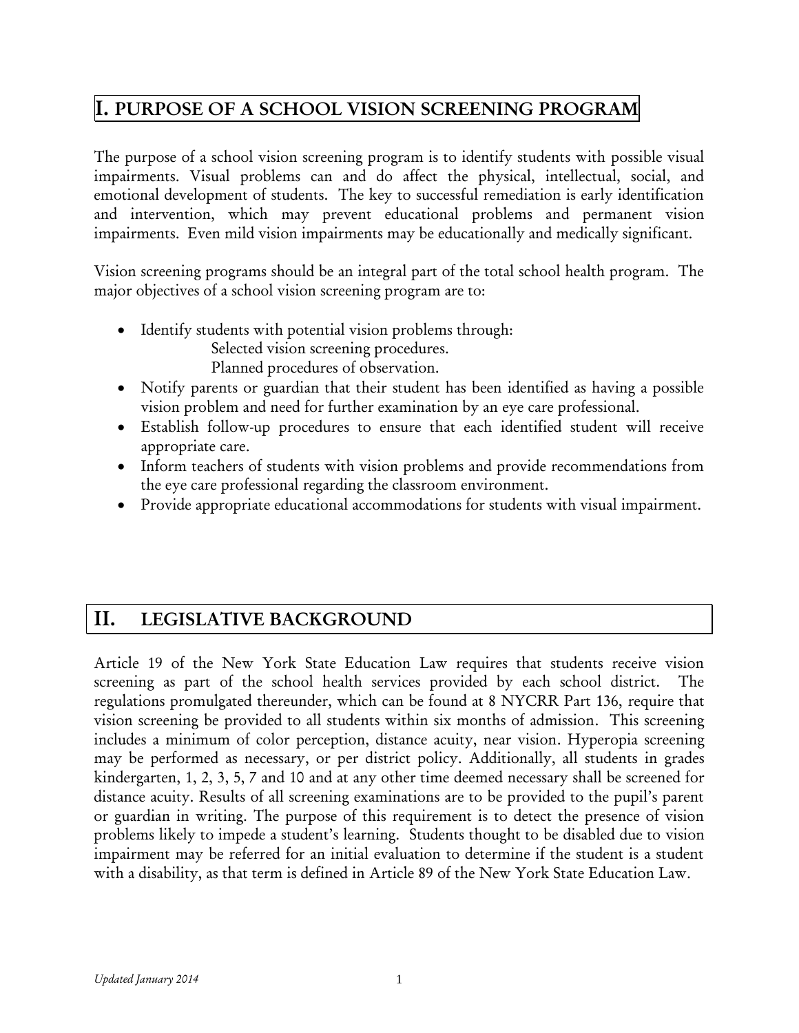## I. PURPOSE OF A SCHOOL VISION SCREENING PROGRAM

The purpose of a school vision screening program is to identify students with possible visual impairments. Visual problems can and do affect the physical, intellectual, social, and emotional development of students. The key to successful remediation is early identification and intervention, which may prevent educational problems and permanent vision impairments. Even mild vision impairments may be educationally and medically significant.

Vision screening programs should be an integral part of the total school health program. The major objectives of a school vision screening program are to:

- Identify students with potential vision problems through:
  - Selected vision screening procedures.
  - Planned procedures of observation.
- Notify parents or guardian that their student has been identified as having a possible vision problem and need for further examination by an eye care professional.
- Establish follow-up procedures to ensure that each identified student will receive appropriate care.
- Inform teachers of students with vision problems and provide recommendations from the eye care professional regarding the classroom environment.
- Provide appropriate educational accommodations for students with visual impairment.

## II. LEGISLATIVE BACKGROUND

Article 19 of the New York State Education Law requires that students receive vision screening as part of the school health services provided by each school district. The regulations promulgated thereunder, which can be found at 8 NYCRR Part 136, require that vision screening be provided to all students within six months of admission. This screening includes a minimum of color perception, distance acuity, near vision. Hyperopia screening may be performed as necessary, or per district policy. Additionally, all students in grades kindergarten, 1, 2, 3, 5, 7 and 10 and at any other time deemed necessary shall be screened for distance acuity. Results of all screening examinations are to be provided to the pupil's parent or guardian in writing. The purpose of this requirement is to detect the presence of vision problems likely to impede a student's learning. Students thought to be disabled due to vision impairment may be referred for an initial evaluation to determine if the student is a student with a disability, as that term is defined in Article 89 of the New York State Education Law.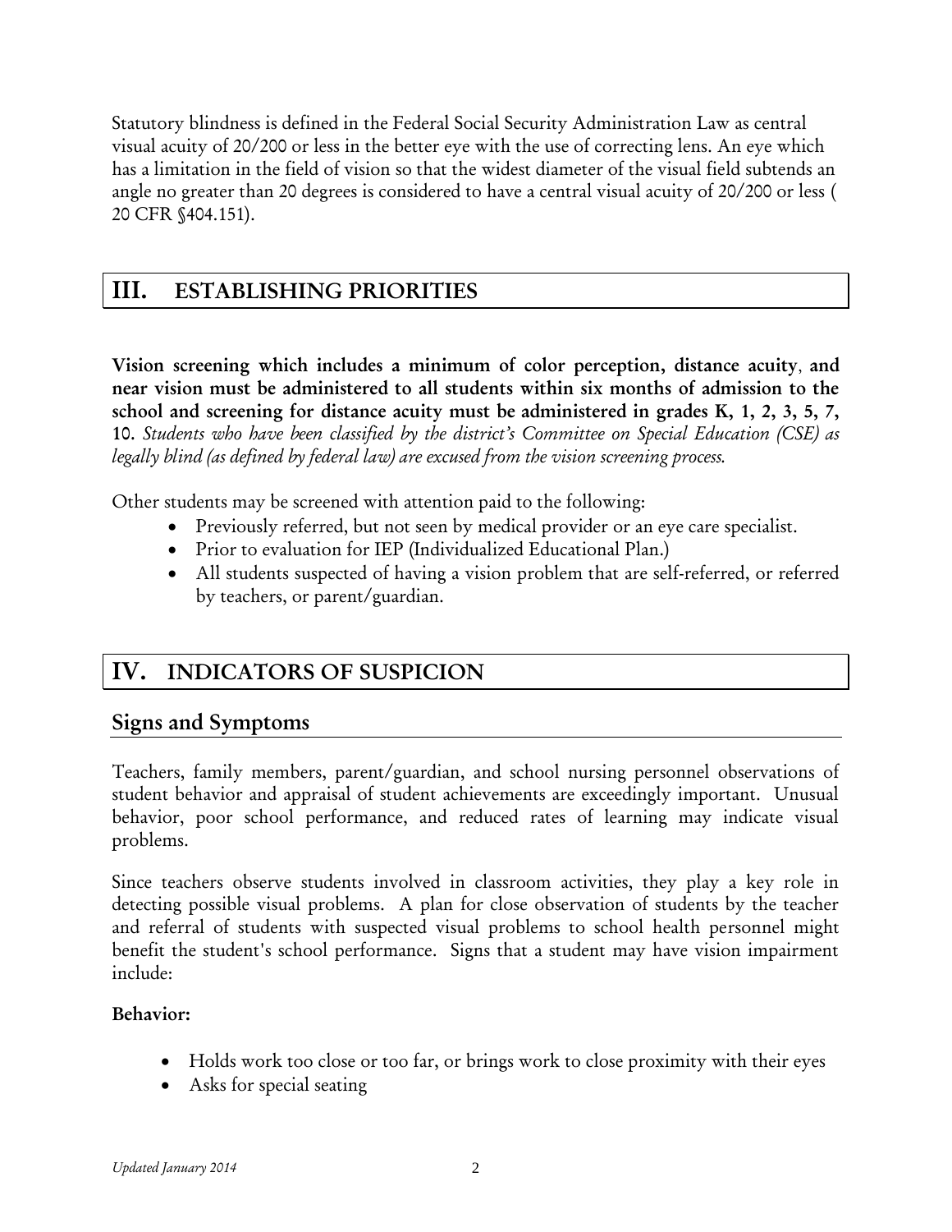Statutory blindness is defined in the Federal Social Security Administration Law as central visual acuity of 20/200 or less in the better eye with the use of correcting lens. An eye which has a limitation in the field of vision so that the widest diameter of the visual field subtends an angle no greater than 20 degrees is considered to have a central visual acuity of 20/200 or less ( 20 CFR §404.151).

# III. ESTABLISHING PRIORITIES

**Vision screening which includes a minimum of color perception, distance acuity, and near vision must be administered to all students within six months of admission to the school and screening for distance acuity must be administered in grades K, 1, 2, 3, 5, 7, 10.** *Students who have been classified by the district's Committee on Special Education (CSE) as legally blind (as defined by federal law) are excused from the vision screening process.*

Other students may be screened with attention paid to the following:

- Previously referred, but not seen by medical provider or an eye care specialist.
- Prior to evaluation for IEP (Individualized Educational Plan.)
- All students suspected of having a vision problem that are self-referred, or referred by teachers, or parent/guardian.

# IV. INDICATORS OF SUSPICION

## Signs and Symptoms

Teachers, family members, parent/guardian, and school nursing personnel observations of student behavior and appraisal of student achievements are exceedingly important. Unusual behavior, poor school performance, and reduced rates of learning may indicate visual problems.

Since teachers observe students involved in classroom activities, they play a key role in detecting possible visual problems. A plan for close observation of students by the teacher and referral of students with suspected visual problems to school health personnel might benefit the student's school performance. Signs that a student may have vision impairment include:

**Behavior:**

- Holds work too close or too far, or brings work to close proximity with their eyes
- Asks for special seating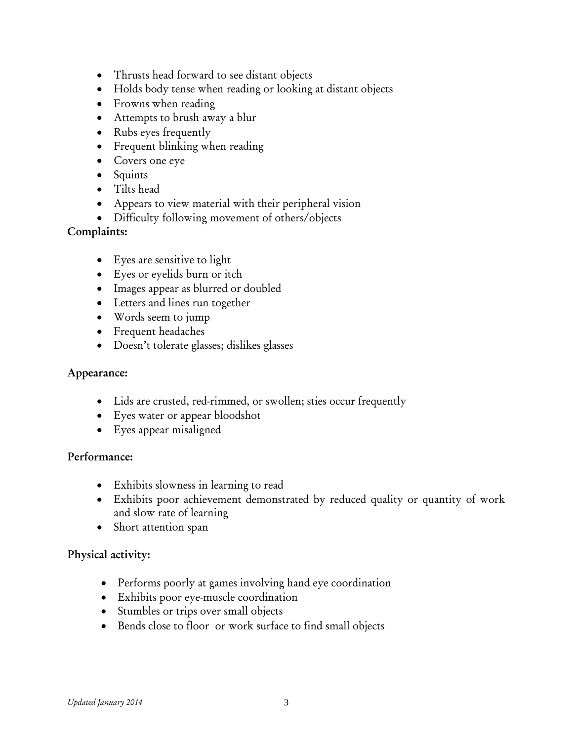- Thrusts head forward to see distant objects
- Holds body tense when reading or looking at distant objects
- Frowns when reading
- Attempts to brush away a blur
- Rubs eyes frequently
- Frequent blinking when reading
- Covers one eye
- Squints
- Tilts head
- Appears to view material with their peripheral vision
- Difficulty following movement of others/objects

**Complaints:**

- Eyes are sensitive to light
- Eyes or eyelids burn or itch
- Images appear as blurred or doubled
- Letters and lines run together
- Words seem to jump
- Frequent headaches
- Doesn't tolerate glasses; dislikes glasses

**Appearance:**

- Lids are crusted, red-rimmed, or swollen; sties occur frequently
- Eyes water or appear bloodshot
- Eyes appear misaligned

**Performance:**

- Exhibits slowness in learning to read
- Exhibits poor achievement demonstrated by reduced quality or quantity of work and slow rate of learning
- Short attention span

**Physical activity:**

- Performs poorly at games involving hand eye coordination
- Exhibits poor eye-muscle coordination
- Stumbles or trips over small objects
- Bends close to floor or work surface to find small objects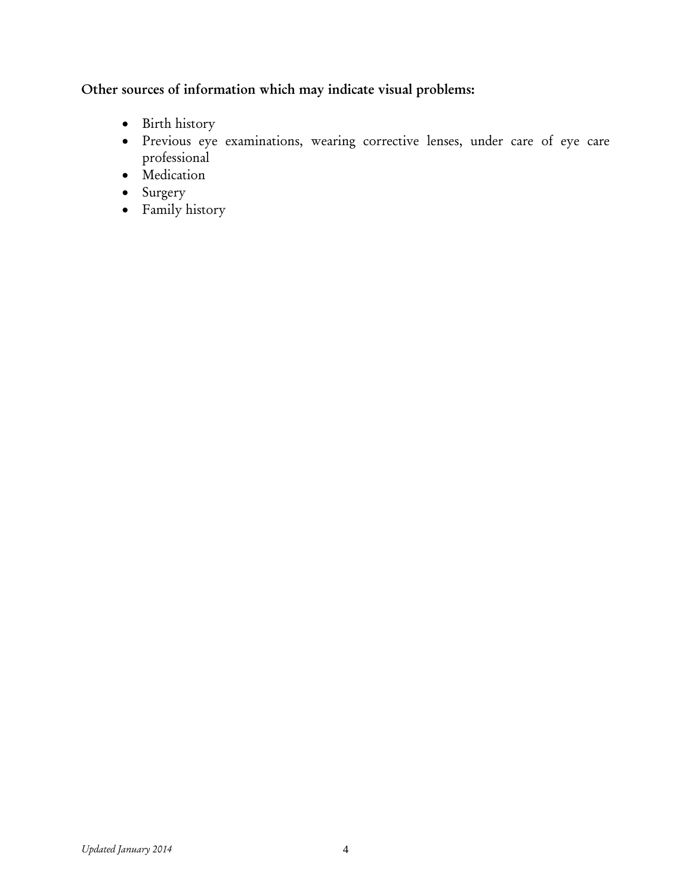**Other sources of information which may indicate visual problems:**

- Birth history
- Previous eye examinations, wearing corrective lenses, under care of eye care professional
- Medication
- Surgery
- Family history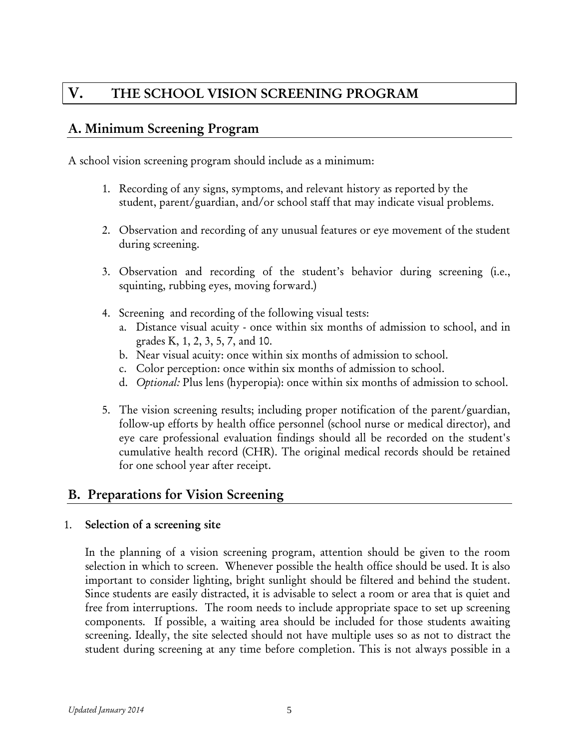# V. THE SCHOOL VISION SCREENING PROGRAM

## A. Minimum Screening Program

A school vision screening program should include as a minimum:

1. Recording of any signs, symptoms, and relevant history as reported by the student, parent/guardian, and/or school staff that may indicate visual problems.

2. Observation and recording of any unusual features or eye movement of the student during screening.

3. Observation and recording of the student's behavior during screening (i.e., squinting, rubbing eyes, moving forward.)

4. Screening and recording of the following visual tests:
   a. Distance visual acuity - once within six months of admission to school, and in grades K, 1, 2, 3, 5, 7, and 10.
   b. Near visual acuity: once within six months of admission to school.
   c. Color perception: once within six months of admission to school.
   d. *Optional:* Plus lens (hyperopia): once within six months of admission to school.

5. The vision screening results; including proper notification of the parent/guardian, follow-up efforts by health office personnel (school nurse or medical director), and eye care professional evaluation findings should all be recorded on the student's cumulative health record (CHR). The original medical records should be retained for one school year after receipt.

## B. Preparations for Vision Screening

1. **Selection of a screening site**

   In the planning of a vision screening program, attention should be given to the room selection in which to screen. Whenever possible the health office should be used. It is also important to consider lighting, bright sunlight should be filtered and behind the student. Since students are easily distracted, it is advisable to select a room or area that is quiet and free from interruptions. The room needs to include appropriate space to set up screening components. If possible, a waiting area should be included for those students awaiting screening. Ideally, the site selected should not have multiple uses so as not to distract the student during screening at any time before completion. This is not always possible in a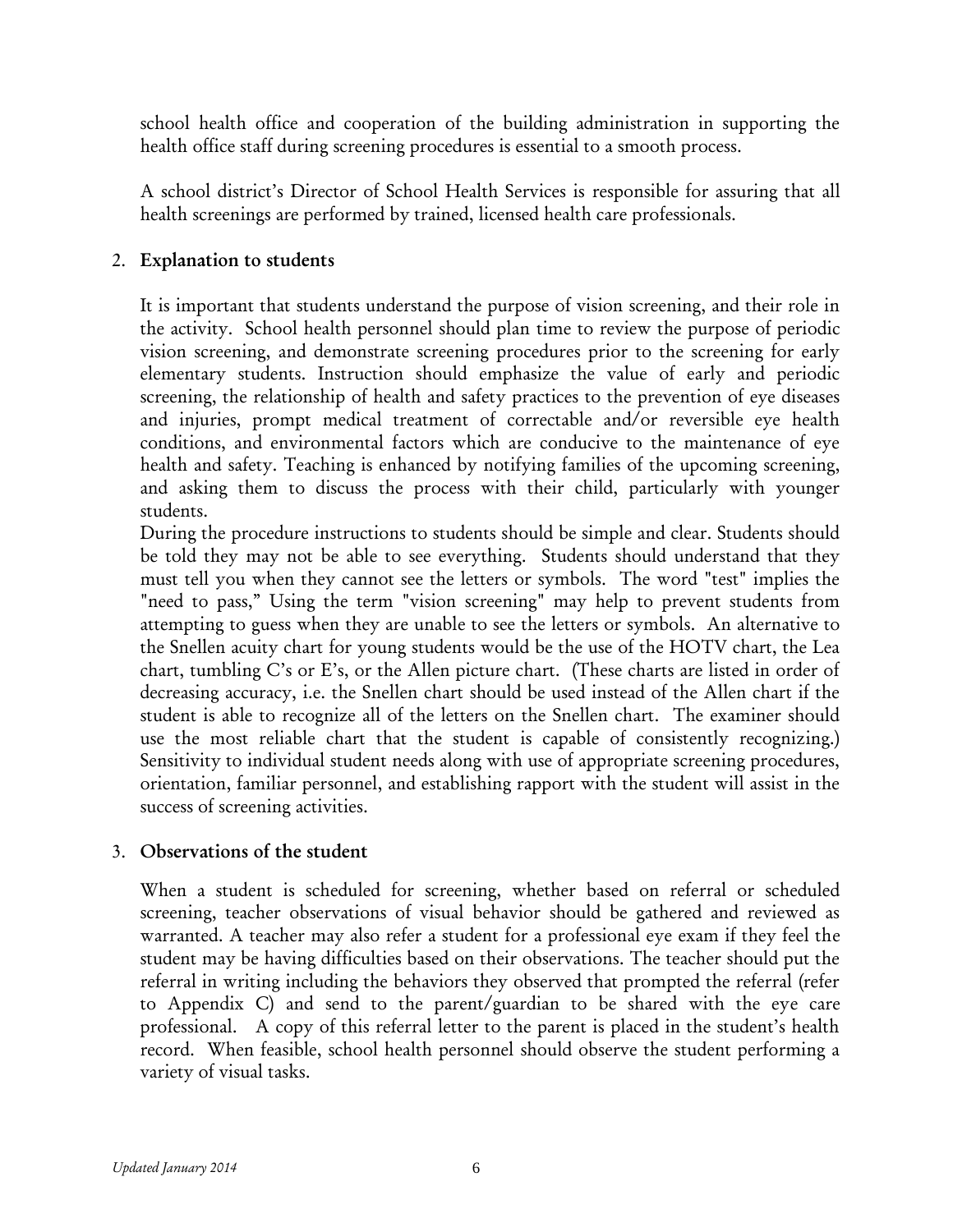school health office and cooperation of the building administration in supporting the health office staff during screening procedures is essential to a smooth process.

A school district's Director of School Health Services is responsible for assuring that all health screenings are performed by trained, licensed health care professionals.

2. **Explanation to students**

   It is important that students understand the purpose of vision screening, and their role in the activity. School health personnel should plan time to review the purpose of periodic vision screening, and demonstrate screening procedures prior to the screening for early elementary students. Instruction should emphasize the value of early and periodic screening, the relationship of health and safety practices to the prevention of eye diseases and injuries, prompt medical treatment of correctable and/or reversible eye health conditions, and environmental factors which are conducive to the maintenance of eye health and safety. Teaching is enhanced by notifying families of the upcoming screening, and asking them to discuss the process with their child, particularly with younger students.

   During the procedure instructions to students should be simple and clear. Students should be told they may not be able to see everything. Students should understand that they must tell you when they cannot see the letters or symbols. The word "test" implies the "need to pass," Using the term "vision screening" may help to prevent students from attempting to guess when they are unable to see the letters or symbols. An alternative to the Snellen acuity chart for young students would be the use of the HOTV chart, the Lea chart, tumbling C's or E's, or the Allen picture chart. (These charts are listed in order of decreasing accuracy, i.e. the Snellen chart should be used instead of the Allen chart if the student is able to recognize all of the letters on the Snellen chart. The examiner should use the most reliable chart that the student is capable of consistently recognizing.) Sensitivity to individual student needs along with use of appropriate screening procedures, orientation, familiar personnel, and establishing rapport with the student will assist in the success of screening activities.

3. **Observations of the student**

   When a student is scheduled for screening, whether based on referral or scheduled screening, teacher observations of visual behavior should be gathered and reviewed as warranted. A teacher may also refer a student for a professional eye exam if they feel the student may be having difficulties based on their observations. The teacher should put the referral in writing including the behaviors they observed that prompted the referral (refer to Appendix C) and send to the parent/guardian to be shared with the eye care professional. A copy of this referral letter to the parent is placed in the student's health record. When feasible, school health personnel should observe the student performing a variety of visual tasks.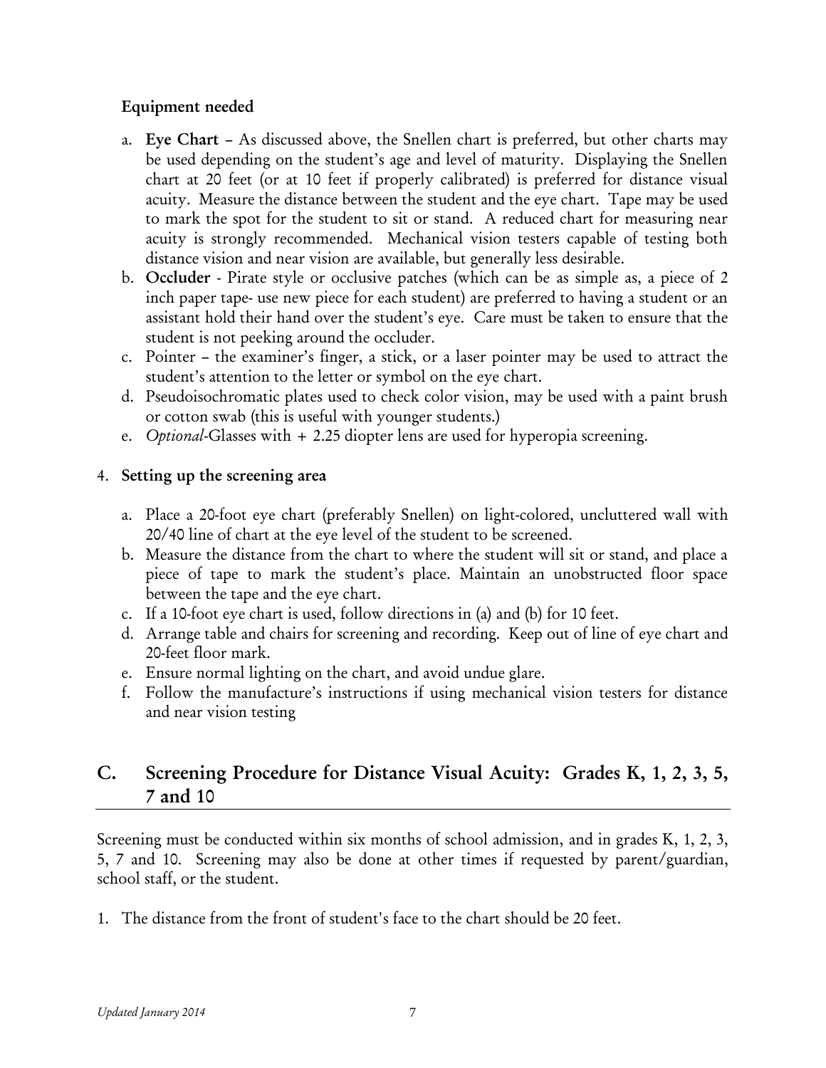**Equipment needed**

a. **Eye Chart** – As discussed above, the Snellen chart is preferred, but other charts may be used depending on the student's age and level of maturity. Displaying the Snellen chart at 20 feet (or at 10 feet if properly calibrated) is preferred for distance visual acuity. Measure the distance between the student and the eye chart. Tape may be used to mark the spot for the student to sit or stand. A reduced chart for measuring near acuity is strongly recommended. Mechanical vision testers capable of testing both distance vision and near vision are available, but generally less desirable.
b. **Occluder** - Pirate style or occlusive patches (which can be as simple as, a piece of 2 inch paper tape- use new piece for each student) are preferred to having a student or an assistant hold their hand over the student's eye. Care must be taken to ensure that the student is not peeking around the occluder.
c. Pointer – the examiner's finger, a stick, or a laser pointer may be used to attract the student's attention to the letter or symbol on the eye chart.
d. Pseudoisochromatic plates used to check color vision, may be used with a paint brush or cotton swab (this is useful with younger students.)
e. *Optional*-Glasses with + 2.25 diopter lens are used for hyperopia screening.

4. **Setting up the screening area**

a. Place a 20-foot eye chart (preferably Snellen) on light-colored, uncluttered wall with 20/40 line of chart at the eye level of the student to be screened.
b. Measure the distance from the chart to where the student will sit or stand, and place a piece of tape to mark the student's place. Maintain an unobstructed floor space between the tape and the eye chart.
c. If a 10-foot eye chart is used, follow directions in (a) and (b) for 10 feet.
d. Arrange table and chairs for screening and recording. Keep out of line of eye chart and 20-feet floor mark.
e. Ensure normal lighting on the chart, and avoid undue glare.
f. Follow the manufacture's instructions if using mechanical vision testers for distance and near vision testing

## C. Screening Procedure for Distance Visual Acuity: Grades K, 1, 2, 3, 5, 7 and 10

Screening must be conducted within six months of school admission, and in grades K, 1, 2, 3, 5, 7 and 10. Screening may also be done at other times if requested by parent/guardian, school staff, or the student.

1. The distance from the front of student's face to the chart should be 20 feet.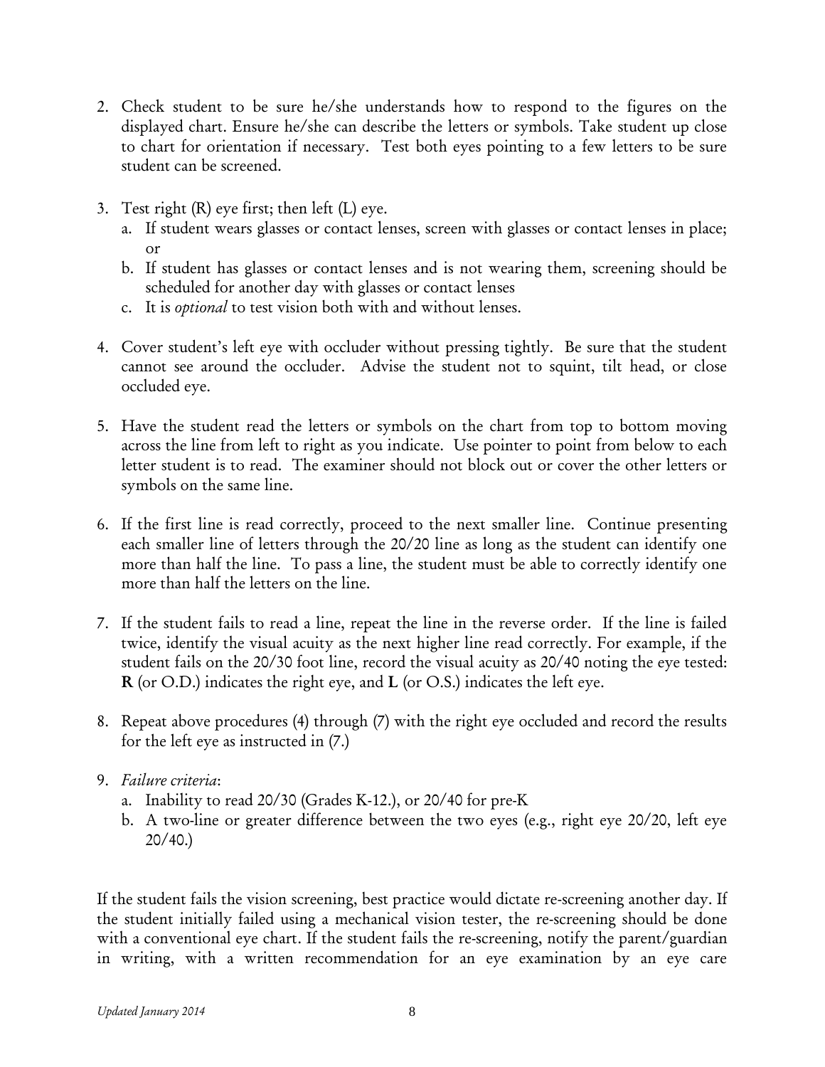2. Check student to be sure he/she understands how to respond to the figures on the displayed chart. Ensure he/she can describe the letters or symbols. Take student up close to chart for orientation if necessary. Test both eyes pointing to a few letters to be sure student can be screened.

3. Test right (R) eye first; then left (L) eye.
   a. If student wears glasses or contact lenses, screen with glasses or contact lenses in place; or
   b. If student has glasses or contact lenses and is not wearing them, screening should be scheduled for another day with glasses or contact lenses
   c. It is *optional* to test vision both with and without lenses.

4. Cover student's left eye with occluder without pressing tightly. Be sure that the student cannot see around the occluder. Advise the student not to squint, tilt head, or close occluded eye.

5. Have the student read the letters or symbols on the chart from top to bottom moving across the line from left to right as you indicate. Use pointer to point from below to each letter student is to read. The examiner should not block out or cover the other letters or symbols on the same line.

6. If the first line is read correctly, proceed to the next smaller line. Continue presenting each smaller line of letters through the 20/20 line as long as the student can identify one more than half the line. To pass a line, the student must be able to correctly identify one more than half the letters on the line.

7. If the student fails to read a line, repeat the line in the reverse order. If the line is failed twice, identify the visual acuity as the next higher line read correctly. For example, if the student fails on the 20/30 foot line, record the visual acuity as 20/40 noting the eye tested: **R** (or O.D.) indicates the right eye, and **L** (or O.S.) indicates the left eye.

8. Repeat above procedures (4) through (7) with the right eye occluded and record the results for the left eye as instructed in (7.)

9. *Failure criteria*:
   a. Inability to read 20/30 (Grades K-12.), or 20/40 for pre-K
   b. A two-line or greater difference between the two eyes (e.g., right eye 20/20, left eye 20/40.)

If the student fails the vision screening, best practice would dictate re-screening another day. If the student initially failed using a mechanical vision tester, the re-screening should be done with a conventional eye chart. If the student fails the re-screening, notify the parent/guardian in writing, with a written recommendation for an eye examination by an eye care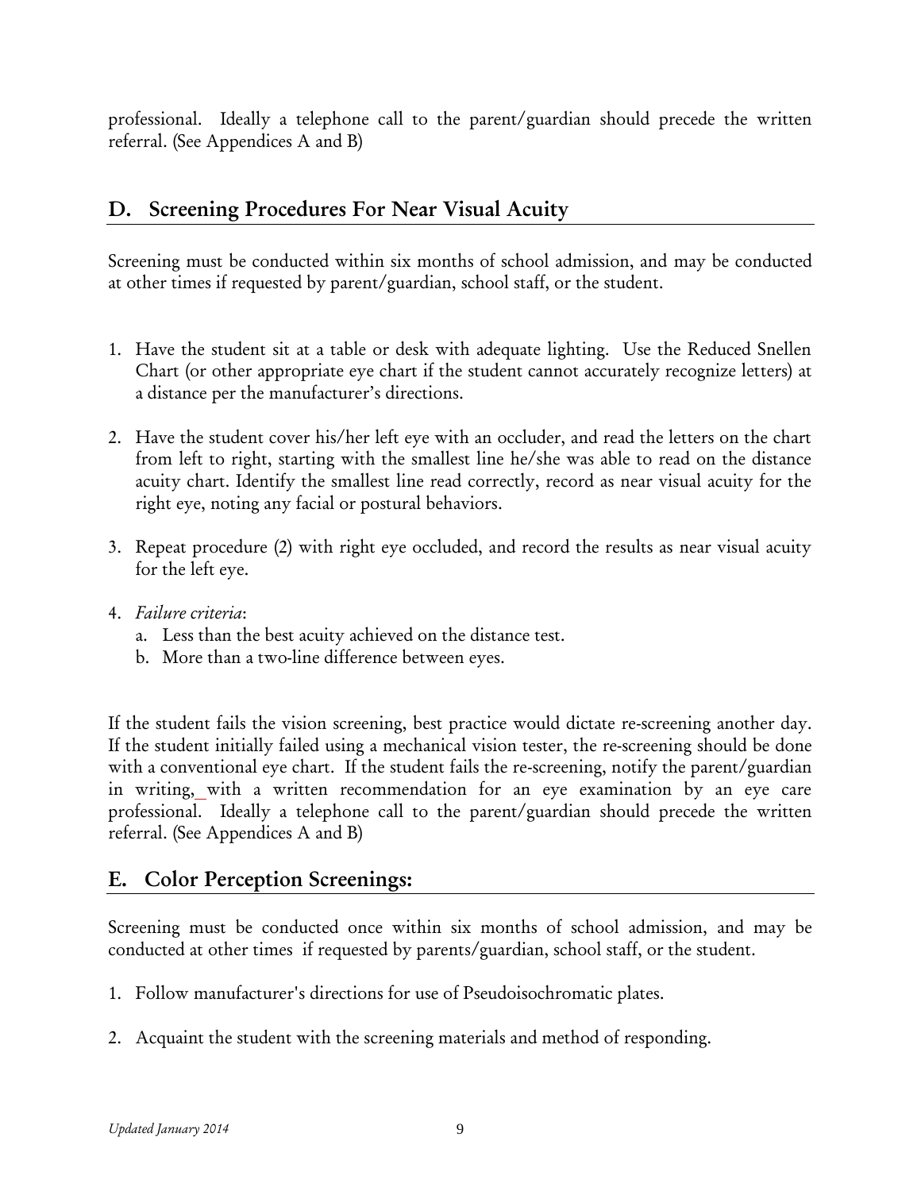professional. Ideally a telephone call to the parent/guardian should precede the written referral. (See Appendices A and B)

## D. Screening Procedures For Near Visual Acuity

Screening must be conducted within six months of school admission, and may be conducted at other times if requested by parent/guardian, school staff, or the student.

1. Have the student sit at a table or desk with adequate lighting. Use the Reduced Snellen Chart (or other appropriate eye chart if the student cannot accurately recognize letters) at a distance per the manufacturer's directions.

2. Have the student cover his/her left eye with an occluder, and read the letters on the chart from left to right, starting with the smallest line he/she was able to read on the distance acuity chart. Identify the smallest line read correctly, record as near visual acuity for the right eye, noting any facial or postural behaviors.

3. Repeat procedure (2) with right eye occluded, and record the results as near visual acuity for the left eye.

4. *Failure criteria*:
   a. Less than the best acuity achieved on the distance test.
   b. More than a two-line difference between eyes.

If the student fails the vision screening, best practice would dictate re-screening another day. If the student initially failed using a mechanical vision tester, the re-screening should be done with a conventional eye chart. If the student fails the re-screening, notify the parent/guardian in writing, with a written recommendation for an eye examination by an eye care professional. Ideally a telephone call to the parent/guardian should precede the written referral. (See Appendices A and B)

## E. Color Perception Screenings:

Screening must be conducted once within six months of school admission, and may be conducted at other times if requested by parents/guardian, school staff, or the student.

1. Follow manufacturer's directions for use of Pseudoisochromatic plates.

2. Acquaint the student with the screening materials and method of responding.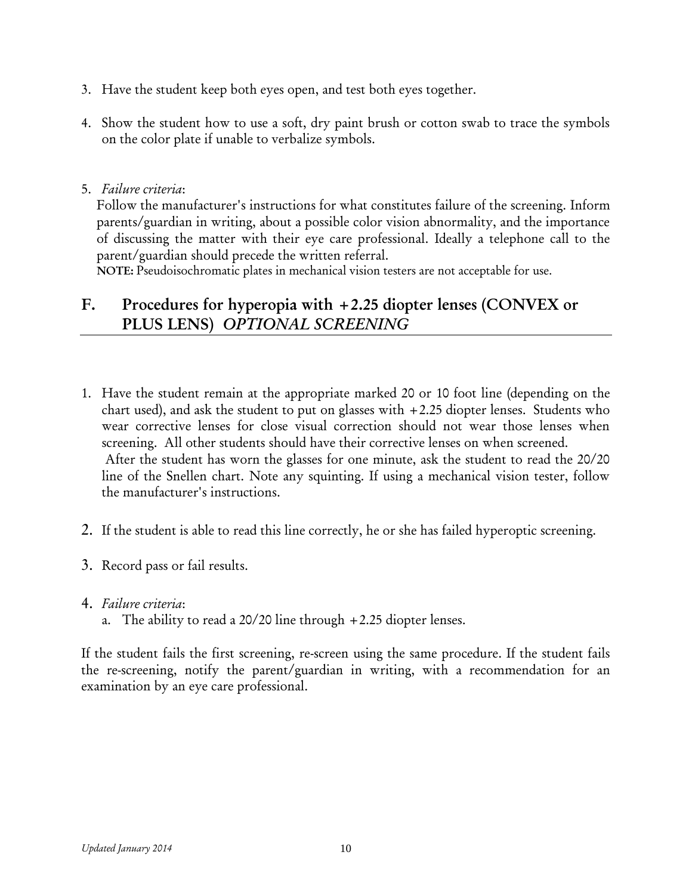3. Have the student keep both eyes open, and test both eyes together.

4. Show the student how to use a soft, dry paint brush or cotton swab to trace the symbols on the color plate if unable to verbalize symbols.

5. *Failure criteria*:
   Follow the manufacturer's instructions for what constitutes failure of the screening. Inform parents/guardian in writing, about a possible color vision abnormality, and the importance of discussing the matter with their eye care professional. Ideally a telephone call to the parent/guardian should precede the written referral.
   **NOTE:** Pseudoisochromatic plates in mechanical vision testers are not acceptable for use.

## F. Procedures for hyperopia with +2.25 diopter lenses (CONVEX or PLUS LENS) *OPTIONAL SCREENING*

1. Have the student remain at the appropriate marked 20 or 10 foot line (depending on the chart used), and ask the student to put on glasses with +2.25 diopter lenses. Students who wear corrective lenses for close visual correction should not wear those lenses when screening. All other students should have their corrective lenses on when screened.
   After the student has worn the glasses for one minute, ask the student to read the 20/20 line of the Snellen chart. Note any squinting. If using a mechanical vision tester, follow the manufacturer's instructions.

2. If the student is able to read this line correctly, he or she has failed hyperoptic screening.

3. Record pass or fail results.

4. *Failure criteria*:
   a. The ability to read a 20/20 line through +2.25 diopter lenses.

If the student fails the first screening, re-screen using the same procedure. If the student fails the re-screening, notify the parent/guardian in writing, with a recommendation for an examination by an eye care professional.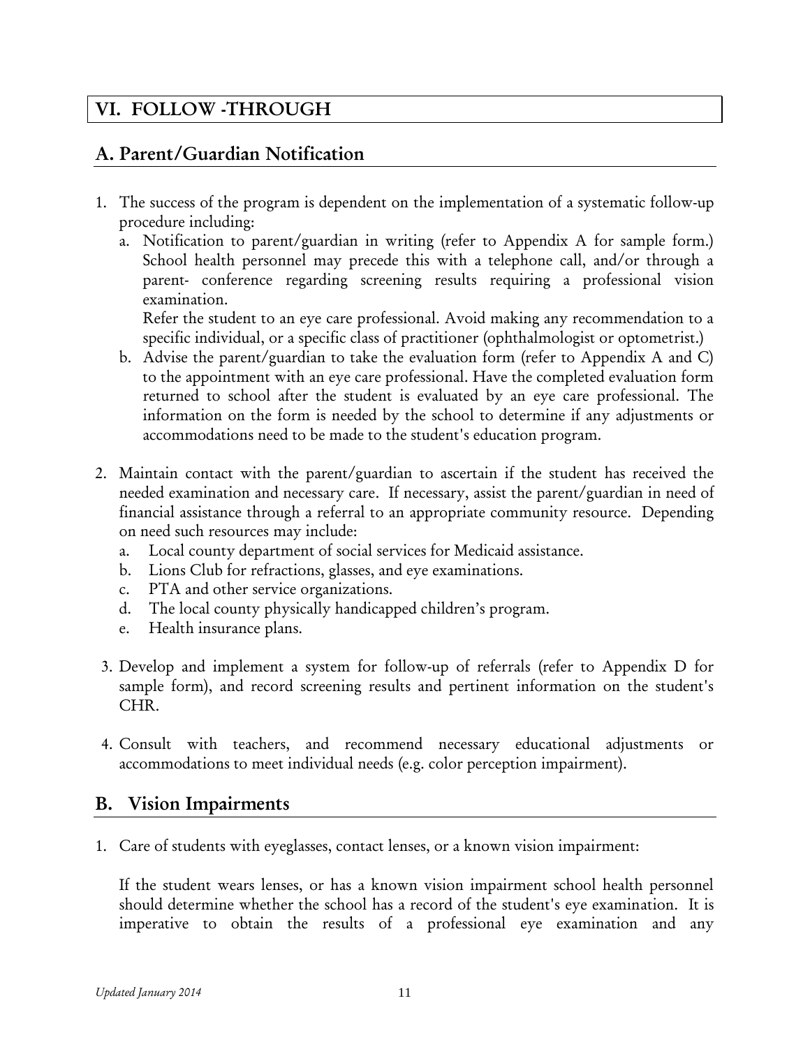# VI. FOLLOW -THROUGH

## A. Parent/Guardian Notification

1. The success of the program is dependent on the implementation of a systematic follow-up procedure including:
   a. Notification to parent/guardian in writing (refer to Appendix A for sample form.) School health personnel may precede this with a telephone call, and/or through a parent- conference regarding screening results requiring a professional vision examination.
   Refer the student to an eye care professional. Avoid making any recommendation to a specific individual, or a specific class of practitioner (ophthalmologist or optometrist.)
   b. Advise the parent/guardian to take the evaluation form (refer to Appendix A and C) to the appointment with an eye care professional. Have the completed evaluation form returned to school after the student is evaluated by an eye care professional. The information on the form is needed by the school to determine if any adjustments or accommodations need to be made to the student's education program.

2. Maintain contact with the parent/guardian to ascertain if the student has received the needed examination and necessary care. If necessary, assist the parent/guardian in need of financial assistance through a referral to an appropriate community resource. Depending on need such resources may include:
   a. Local county department of social services for Medicaid assistance.
   b. Lions Club for refractions, glasses, and eye examinations.
   c. PTA and other service organizations.
   d. The local county physically handicapped children's program.
   e. Health insurance plans.

3. Develop and implement a system for follow-up of referrals (refer to Appendix D for sample form), and record screening results and pertinent information on the student's CHR.

4. Consult with teachers, and recommend necessary educational adjustments or accommodations to meet individual needs (e.g. color perception impairment).

## B. Vision Impairments

1. Care of students with eyeglasses, contact lenses, or a known vision impairment:

   If the student wears lenses, or has a known vision impairment school health personnel should determine whether the school has a record of the student's eye examination. It is imperative to obtain the results of a professional eye examination and any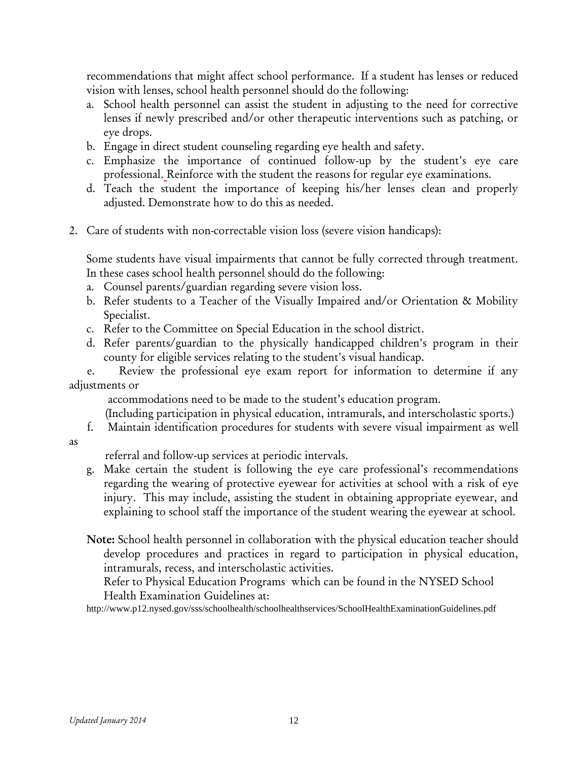recommendations that might affect school performance. If a student has lenses or reduced vision with lenses, school health personnel should do the following:

a. School health personnel can assist the student in adjusting to the need for corrective lenses if newly prescribed and/or other therapeutic interventions such as patching, or eye drops.
b. Engage in direct student counseling regarding eye health and safety.
c. Emphasize the importance of continued follow-up by the student's eye care professional. Reinforce with the student the reasons for regular eye examinations.
d. Teach the student the importance of keeping his/her lenses clean and properly adjusted. Demonstrate how to do this as needed.

2. Care of students with non-correctable vision loss (severe vision handicaps):

   Some students have visual impairments that cannot be fully corrected through treatment. In these cases school health personnel should do the following:

   a. Counsel parents/guardian regarding severe vision loss.
   b. Refer students to a Teacher of the Visually Impaired and/or Orientation & Mobility Specialist.
   c. Refer to the Committee on Special Education in the school district.
   d. Refer parents/guardian to the physically handicapped children's program in their county for eligible services relating to the student's visual handicap.
   e. Review the professional eye exam report for information to determine if any adjustments or accommodations need to be made to the student's education program. (Including participation in physical education, intramurals, and interscholastic sports.)
   f. Maintain identification procedures for students with severe visual impairment as well as referral and follow-up services at periodic intervals.
   g. Make certain the student is following the eye care professional's recommendations regarding the wearing of protective eyewear for activities at school with a risk of eye injury. This may include, assisting the student in obtaining appropriate eyewear, and explaining to school staff the importance of the student wearing the eyewear at school.

   **Note:** School health personnel in collaboration with the physical education teacher should develop procedures and practices in regard to participation in physical education, intramurals, recess, and interscholastic activities.
   Refer to Physical Education Programs which can be found in the NYSED School Health Examination Guidelines at:
   http://www.p12.nysed.gov/sss/schoolhealth/schoolhealthservices/SchoolHealthExaminationGuidelines.pdf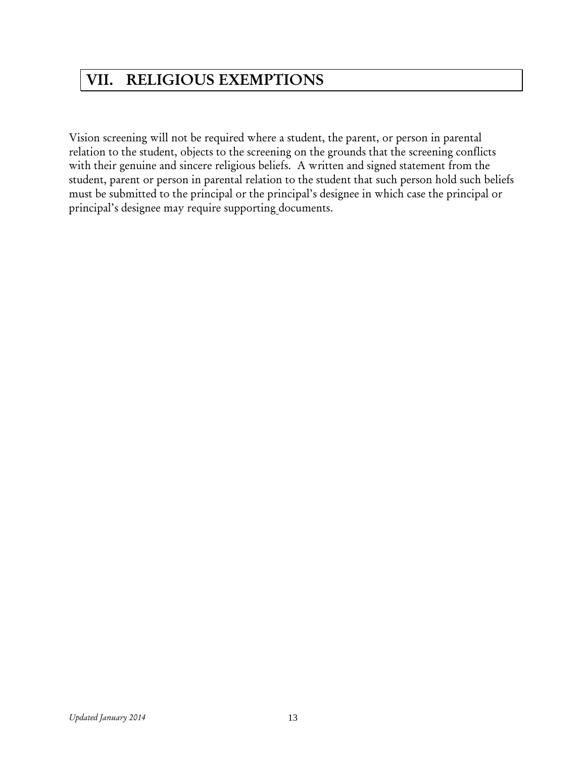# VII. RELIGIOUS EXEMPTIONS

Vision screening will not be required where a student, the parent, or person in parental relation to the student, objects to the screening on the grounds that the screening conflicts with their genuine and sincere religious beliefs. A written and signed statement from the student, parent or person in parental relation to the student that such person hold such beliefs must be submitted to the principal or the principal's designee in which case the principal or principal's designee may require supporting documents.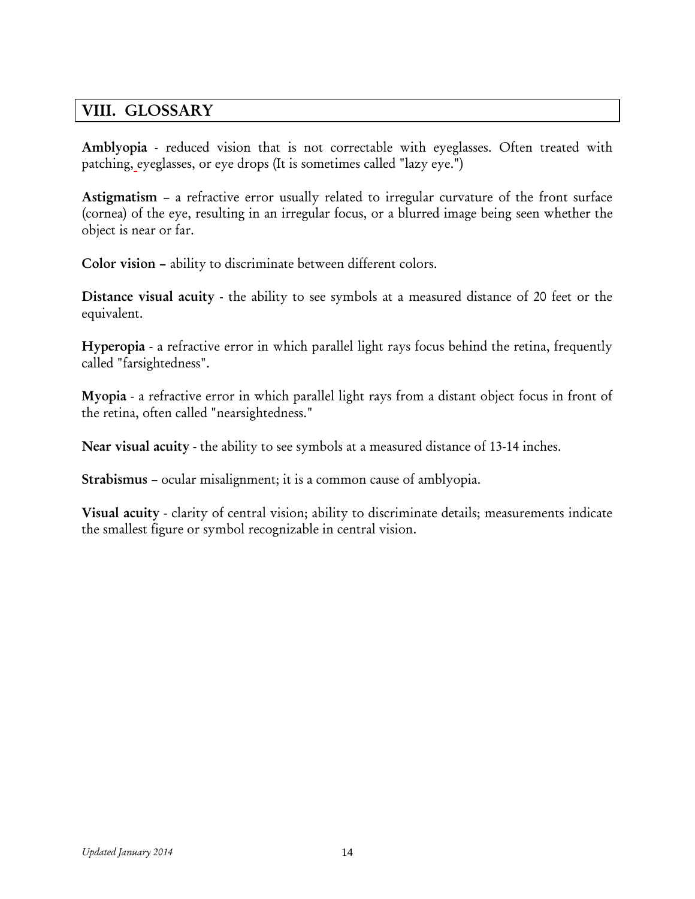## VIII. GLOSSARY

**Amblyopia** - reduced vision that is not correctable with eyeglasses. Often treated with patching, eyeglasses, or eye drops (It is sometimes called "lazy eye.")

**Astigmatism** – a refractive error usually related to irregular curvature of the front surface (cornea) of the eye, resulting in an irregular focus, or a blurred image being seen whether the object is near or far.

**Color vision –** ability to discriminate between different colors.

**Distance visual acuity** - the ability to see symbols at a measured distance of 20 feet or the equivalent.

**Hyperopia** - a refractive error in which parallel light rays focus behind the retina, frequently called "farsightedness".

**Myopia** - a refractive error in which parallel light rays from a distant object focus in front of the retina, often called "nearsightedness."

**Near visual acuity** - the ability to see symbols at a measured distance of 13-14 inches.

**Strabismus** – ocular misalignment; it is a common cause of amblyopia.

**Visual acuity** - clarity of central vision; ability to discriminate details; measurements indicate the smallest figure or symbol recognizable in central vision.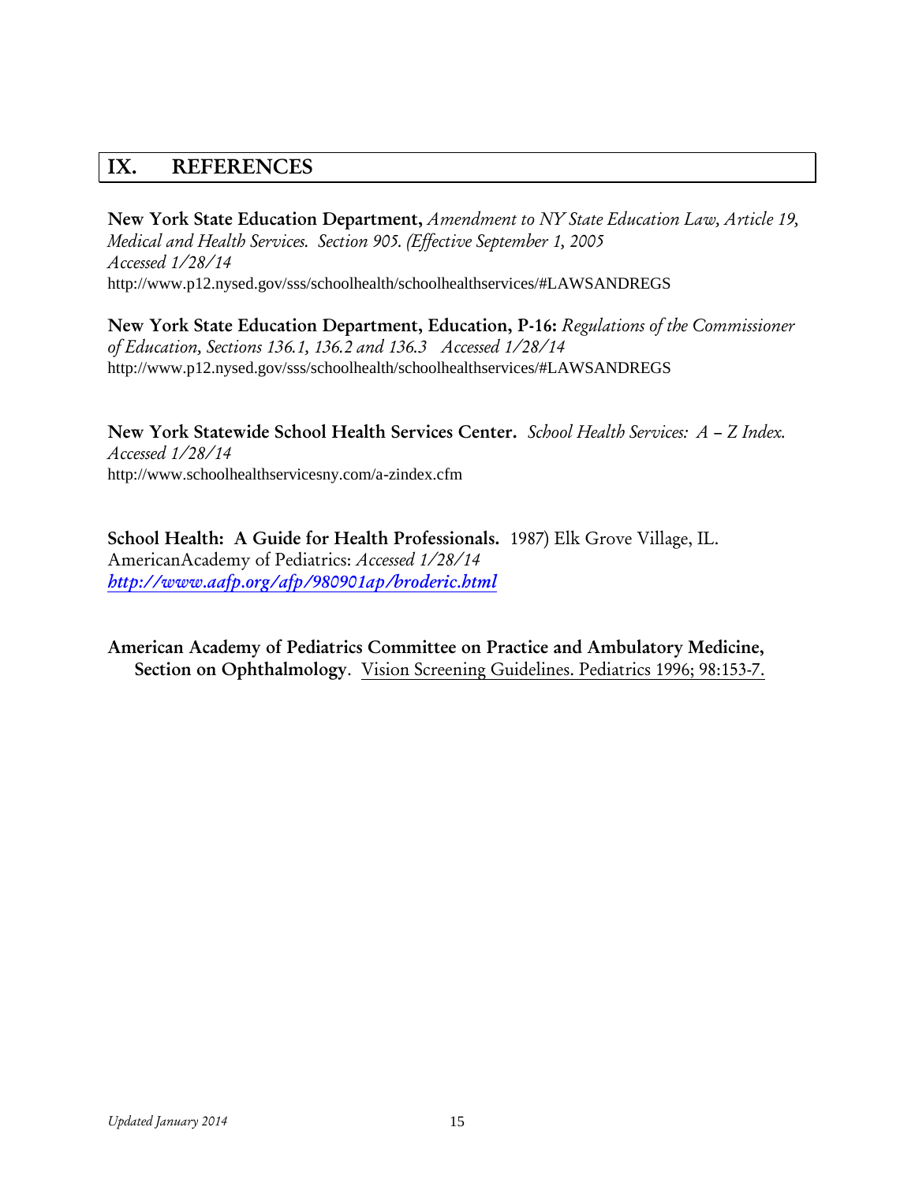## IX. REFERENCES

**New York State Education Department,** *Amendment to NY State Education Law, Article 19, Medical and Health Services. Section 905. (Effective September 1, 2005 Accessed 1/28/14*
http://www.p12.nysed.gov/sss/schoolhealth/schoolhealthservices/#LAWSANDREGS

**New York State Education Department, Education, P-16:** *Regulations of the Commissioner of Education, Sections 136.1, 136.2 and 136.3 Accessed 1/28/14*
http://www.p12.nysed.gov/sss/schoolhealth/schoolhealthservices/#LAWSANDREGS

**New York Statewide School Health Services Center.** *School Health Services: A – Z Index. Accessed 1/28/14*
http://www.schoolhealthservicesny.com/a-zindex.cfm

**School Health: A Guide for Health Professionals.** 1987) Elk Grove Village, IL. AmericanAcademy of Pediatrics: *Accessed 1/28/14*
*http://www.aafp.org/afp/980901ap/broderic.html*

**American Academy of Pediatrics Committee on Practice and Ambulatory Medicine, Section on Ophthalmology**. Vision Screening Guidelines. Pediatrics 1996; 98:153-7.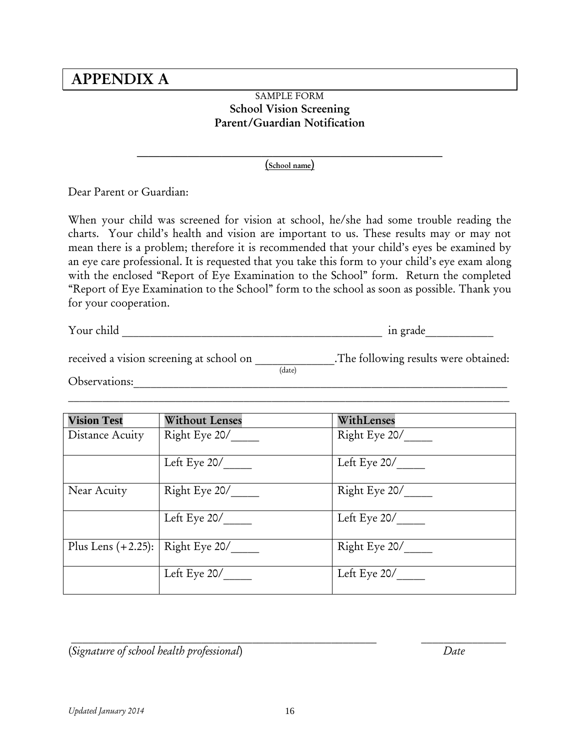# APPENDIX A

SAMPLE FORM

**School Vision Screening**
**Parent/Guardian Notification**

_______________________________________________

(School name)

Dear Parent or Guardian:

When your child was screened for vision at school, he/she had some trouble reading the charts. Your child's health and vision are important to us. These results may or may not mean there is a problem; therefore it is recommended that your child's eyes be examined by an eye care professional. It is requested that you take this form to your child's eye exam along with the enclosed "Report of Eye Examination to the School" form. Return the completed "Report of Eye Examination to the School" form to the school as soon as possible. Thank you for your cooperation.

Your child __________________________________________ in grade___________

received a vision screening at school on _____________ (date). The following results were obtained:

Observations:_______________________________________________________________

_____________________________________________________________________________

| Vision Test | Without Lenses | WithLenses |
|---|---|---|
| Distance Acuity | Right Eye 20/_____ | Right Eye 20/_____ |
| | Left Eye 20/_____ | Left Eye 20/_____ |
| Near Acuity | Right Eye 20/_____ | Right Eye 20/_____ |
| | Left Eye 20/_____ | Left Eye 20/_____ |
| Plus Lens (+2.25): | Right Eye 20/_____ | Right Eye 20/_____ |
| | Left Eye 20/_____ | Left Eye 20/_____ |

_______________________________________________ _______________

(*Signature of school health professional*) *Date*

*Updated January 2014*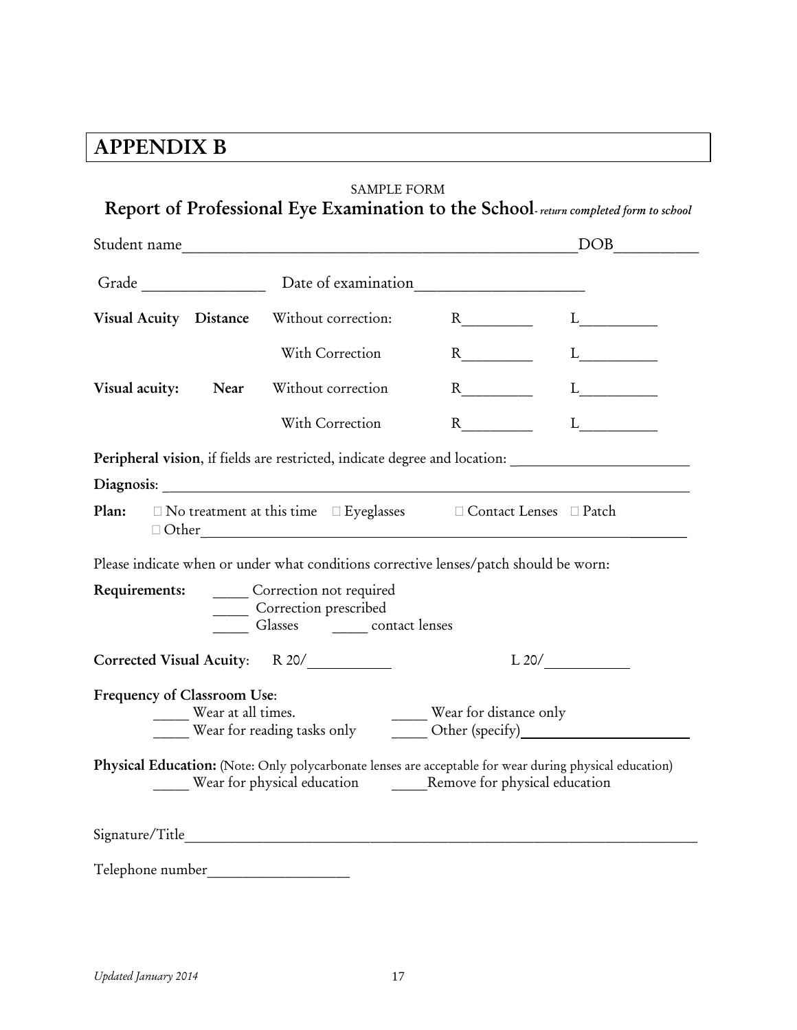# APPENDIX B

SAMPLE FORM

## Report of Professional Eye Examination to the School- *return completed form to school*

Student name_______________________________________________DOB__________

Grade _______________ Date of examination____________________

**Visual Acuity Distance** Without correction: R_________ L__________

With Correction R_________ L__________

**Visual acuity: Near** Without correction R_________ L__________

With Correction R_________ L__________

**Peripheral vision**, if fields are restricted, indicate degree and location: ______________________

**Diagnosis**: ________________________________________________________________

**Plan:** ☐ No treatment at this time ☐ Eyeglasses ☐ Contact Lenses ☐ Patch
☐ Other____________________________________________________________

Please indicate when or under what conditions corrective lenses/patch should be worn:

**Requirements:** _____ Correction not required
_____ Correction prescribed
_____ Glasses _____ contact lenses

**Corrected Visual Acuity**: R 20/__________ L 20/__________

**Frequency of Classroom Use**:
_____ Wear at all times. _____ Wear for distance only
_____ Wear for reading tasks only _____ Other (specify)____________________

**Physical Education:** (Note: Only polycarbonate lenses are acceptable for wear during physical education)
_____ Wear for physical education _____Remove for physical education

Signature/Title__________________________________________________________________

Telephone number__________________

*Updated January 2014*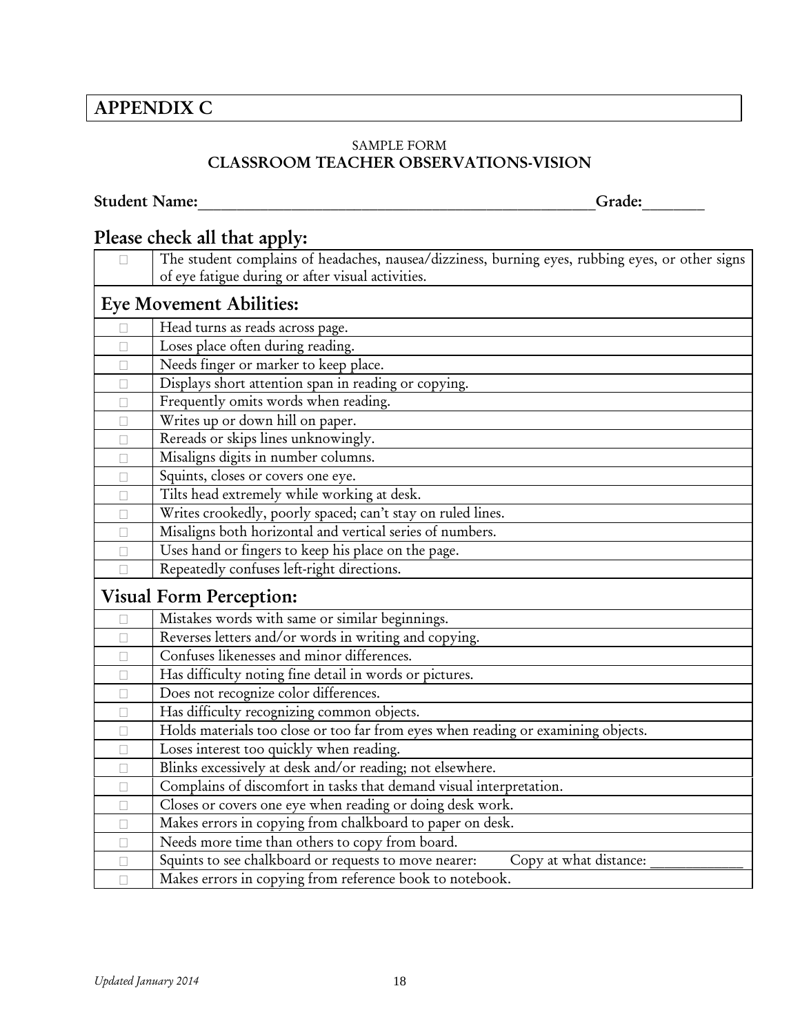## APPENDIX C

SAMPLE FORM
**CLASSROOM TEACHER OBSERVATIONS-VISION**

**Student Name:**_______________________________________________**Grade:**_______

### Please check all that apply:

| | |
|---|---|
| ☐ | The student complains of headaches, nausea/dizziness, burning eyes, rubbing eyes, or other signs of eye fatigue during or after visual activities. |
| **Eye Movement Abilities:** | |
| ☐ | Head turns as reads across page. |
| ☐ | Loses place often during reading. |
| ☐ | Needs finger or marker to keep place. |
| ☐ | Displays short attention span in reading or copying. |
| ☐ | Frequently omits words when reading. |
| ☐ | Writes up or down hill on paper. |
| ☐ | Rereads or skips lines unknowingly. |
| ☐ | Misaligns digits in number columns. |
| ☐ | Squints, closes or covers one eye. |
| ☐ | Tilts head extremely while working at desk. |
| ☐ | Writes crookedly, poorly spaced; can't stay on ruled lines. |
| ☐ | Misaligns both horizontal and vertical series of numbers. |
| ☐ | Uses hand or fingers to keep his place on the page. |
| ☐ | Repeatedly confuses left-right directions. |
| **Visual Form Perception:** | |
| ☐ | Mistakes words with same or similar beginnings. |
| ☐ | Reverses letters and/or words in writing and copying. |
| ☐ | Confuses likenesses and minor differences. |
| ☐ | Has difficulty noting fine detail in words or pictures. |
| ☐ | Does not recognize color differences. |
| ☐ | Has difficulty recognizing common objects. |
| ☐ | Holds materials too close or too far from eyes when reading or examining objects. |
| ☐ | Loses interest too quickly when reading. |
| ☐ | Blinks excessively at desk and/or reading; not elsewhere. |
| ☐ | Complains of discomfort in tasks that demand visual interpretation. |
| ☐ | Closes or covers one eye when reading or doing desk work. |
| ☐ | Makes errors in copying from chalkboard to paper on desk. |
| ☐ | Needs more time than others to copy from board. |
| ☐ | Squints to see chalkboard or requests to move nearer: Copy at what distance: ____________ |
| ☐ | Makes errors in copying from reference book to notebook. |

*Updated January 2014*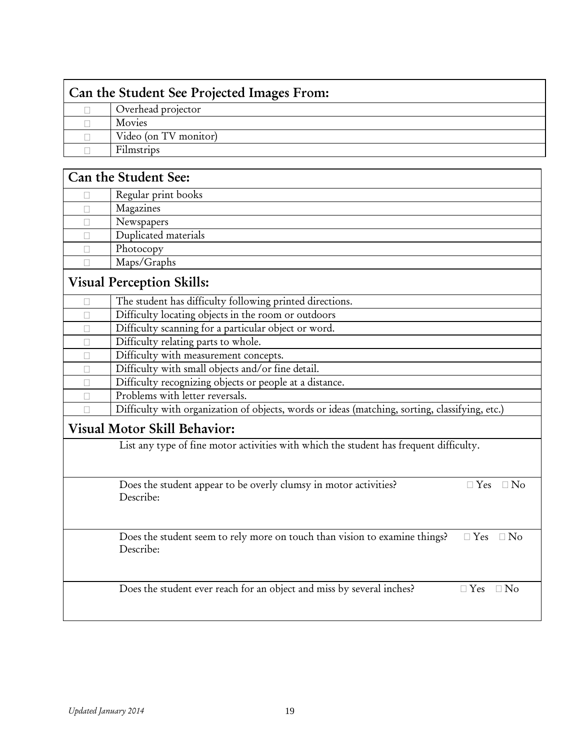| Can the Student See Projected Images From: | |
|---|---|
| ☐ | Overhead projector |
| ☐ | Movies |
| ☐ | Video (on TV monitor) |
| ☐ | Filmstrips |

| Can the Student See: | |
|---|---|
| ☐ | Regular print books |
| ☐ | Magazines |
| ☐ | Newspapers |
| ☐ | Duplicated materials |
| ☐ | Photocopy |
| ☐ | Maps/Graphs |
| **Visual Perception Skills:** | |
| ☐ | The student has difficulty following printed directions. |
| ☐ | Difficulty locating objects in the room or outdoors |
| ☐ | Difficulty scanning for a particular object or word. |
| ☐ | Difficulty relating parts to whole. |
| ☐ | Difficulty with measurement concepts. |
| ☐ | Difficulty with small objects and/or fine detail. |
| ☐ | Difficulty recognizing objects or people at a distance. |
| ☐ | Problems with letter reversals. |
| ☐ | Difficulty with organization of objects, words or ideas (matching, sorting, classifying, etc.) |
| **Visual Motor Skill Behavior:** | |
| | List any type of fine motor activities with which the student has frequent difficulty. |
| | Does the student appear to be overly clumsy in motor activities? ☐ Yes ☐ No<br>Describe: |
| | Does the student seem to rely more on touch than vision to examine things? ☐ Yes ☐ No<br>Describe: |
| | Does the student ever reach for an object and miss by several inches? ☐ Yes ☐ No |

*Updated January 2014*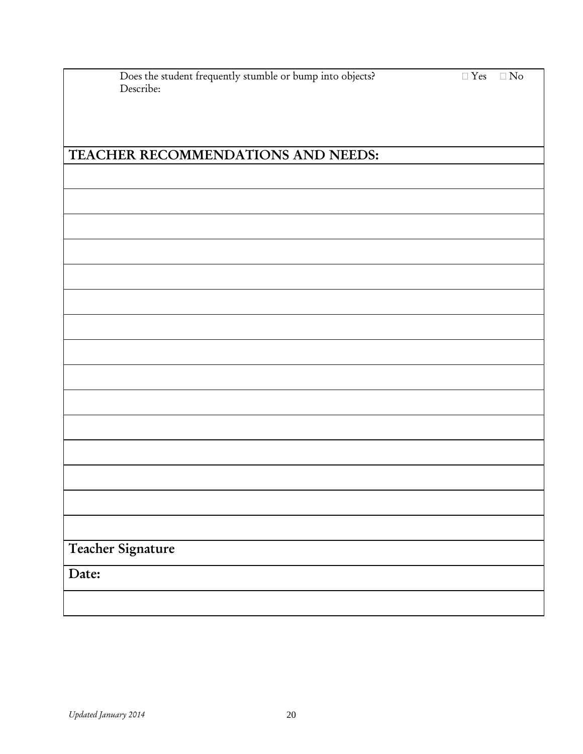Does the student frequently stumble or bump into objects? ☐ Yes ☐ No
Describe:

**TEACHER RECOMMENDATIONS AND NEEDS:**

**Teacher Signature**

**Date:**

*Updated January 2014*